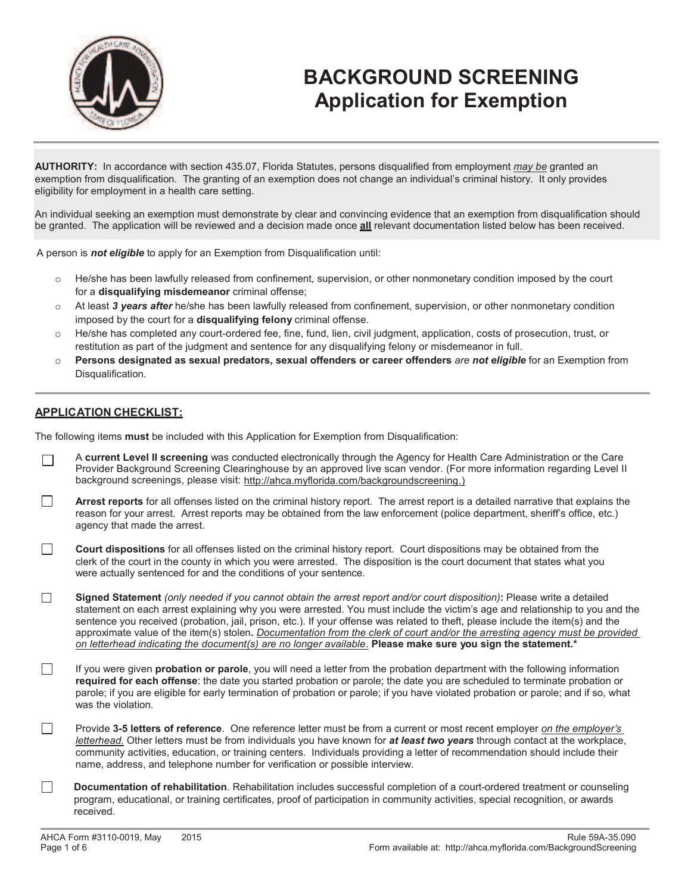# BACKGROUND SCREENING
## Application for Exemption

**AUTHORITY:** In accordance with section 435.07, Florida Statutes, persons disqualified from employment *may be* granted an exemption from disqualification. The granting of an exemption does not change an individual's criminal history. It only provides eligibility for employment in a health care setting.

An individual seeking an exemption must demonstrate by clear and convincing evidence that an exemption from disqualification should be granted. The application will be reviewed and a decision made once **all** relevant documentation listed below has been received.

A person is ***not eligible*** to apply for an Exemption from Disqualification until:

- He/she has been lawfully released from confinement, supervision, or other nonmonetary condition imposed by the court for a **disqualifying misdemeanor** criminal offense;
- At least ***3 years after*** he/she has been lawfully released from confinement, supervision, or other nonmonetary condition imposed by the court for a **disqualifying felony** criminal offense.
- He/she has completed any court-ordered fee, fine, fund, lien, civil judgment, application, costs of prosecution, trust, or restitution as part of the judgment and sentence for any disqualifying felony or misdemeanor in full.
- **Persons designated as sexual predators, sexual offenders or career offenders** *are **not eligible*** for an Exemption from Disqualification.

## APPLICATION CHECKLIST:

The following items **must** be included with this Application for Exemption from Disqualification:

- [ ] A **current Level II screening** was conducted electronically through the Agency for Health Care Administration or the Care Provider Background Screening Clearinghouse by an approved live scan vendor. (For more information regarding Level II background screenings, please visit: http://ahca.myflorida.com/backgroundscreening.)
- [ ] **Arrest reports** for all offenses listed on the criminal history report. The arrest report is a detailed narrative that explains the reason for your arrest. Arrest reports may be obtained from the law enforcement (police department, sheriff's office, etc.) agency that made the arrest.
- [ ] **Court dispositions** for all offenses listed on the criminal history report. Court dispositions may be obtained from the clerk of the court in the county in which you were arrested. The disposition is the court document that states what you were actually sentenced for and the conditions of your sentence.
- [ ] **Signed Statement** *(only needed if you cannot obtain the arrest report and/or court disposition)***:** Please write a detailed statement on each arrest explaining why you were arrested. You must include the victim's age and relationship to you and the sentence you received (probation, jail, prison, etc.). If your offense was related to theft, please include the item(s) and the approximate value of the item(s) stolen**.** *Documentation from the clerk of court and/or the arresting agency must be provided on letterhead indicating the document(s) are no longer available*. **Please make sure you sign the statement.***
- [ ] If you were given **probation or parole**, you will need a letter from the probation department with the following information **required for each offense**: the date you started probation or parole; the date you are scheduled to terminate probation or parole; if you are eligible for early termination of probation or parole; if you have violated probation or parole; and if so, what was the violation.
- [ ] Provide **3-5 letters of reference**. One reference letter must be from a current or most recent employer *on the employer's letterhead.* Other letters must be from individuals you have known for ***at least two years*** through contact at the workplace, community activities, education, or training centers. Individuals providing a letter of recommendation should include their name, address, and telephone number for verification or possible interview.
- [ ] **Documentation of rehabilitation**. Rehabilitation includes successful completion of a court-ordered treatment or counseling program, educational, or training certificates, proof of participation in community activities, special recognition, or awards received.

AHCA Form #3110-0019, May 2015 — Rule 59A-35.090

Form available at: http://ahca.myflorida.com/BackgroundScreening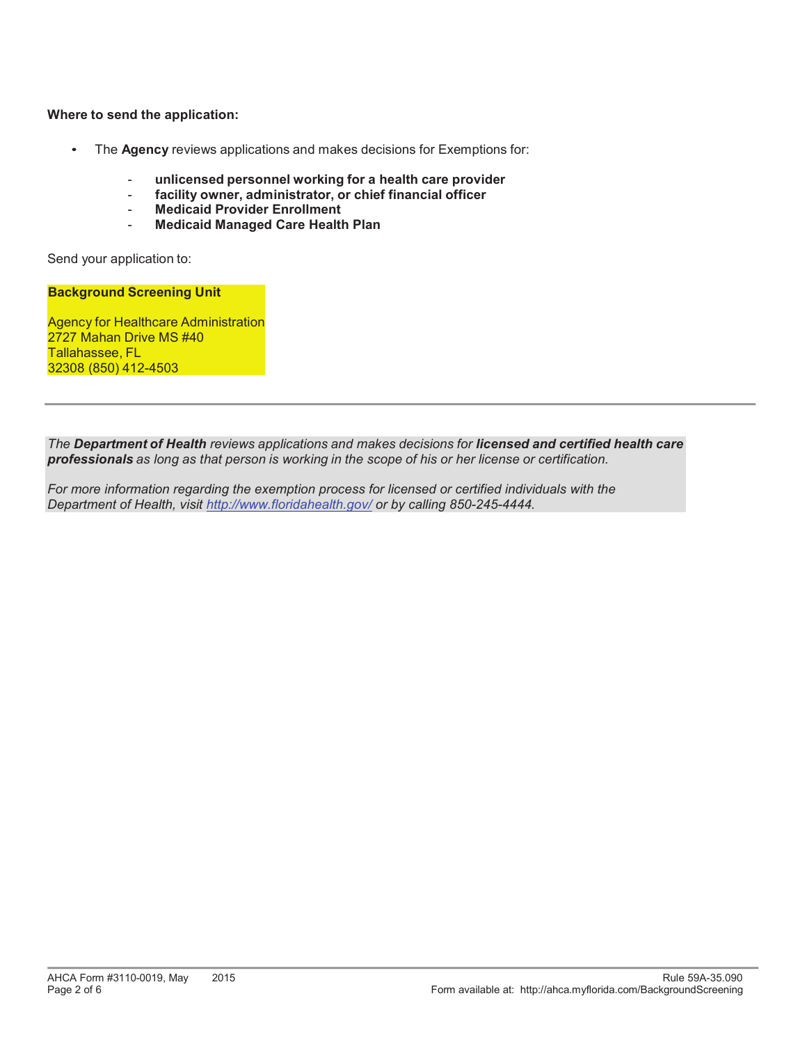**Where to send the application:**

- The **Agency** reviews applications and makes decisions for Exemptions for:
  - **unlicensed personnel working for a health care provider**
  - **facility owner, administrator, or chief financial officer**
  - **Medicaid Provider Enrollment**
  - **Medicaid Managed Care Health Plan**

Send your application to:

**Background Screening Unit**

Agency for Healthcare Administration
2727 Mahan Drive MS #40
Tallahassee, FL
32308 (850) 412-4503

---

*The **Department of Health** reviews applications and makes decisions for **licensed and certified health care professionals** as long as that person is working in the scope of his or her license or certification.*

*For more information regarding the exemption process for licensed or certified individuals with the Department of Health, visit [http://www.floridahealth.gov/](http://www.floridahealth.gov/) or by calling 850-245-4444.*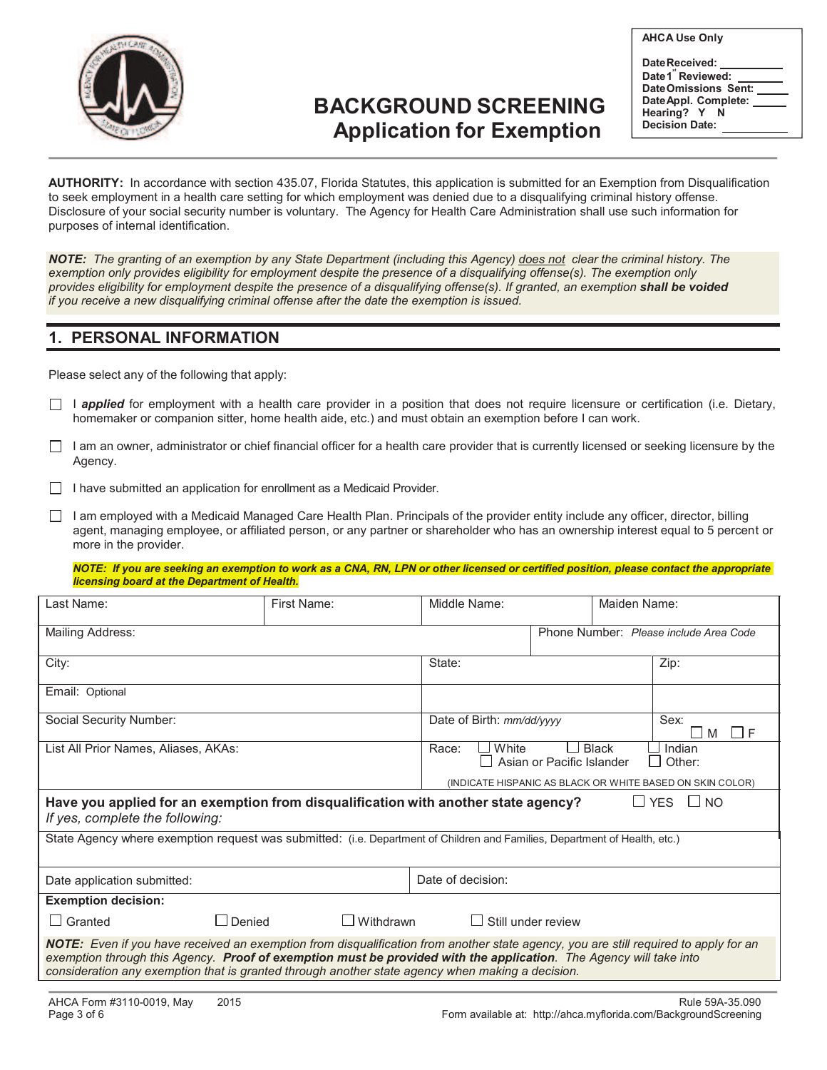# BACKGROUND SCREENING
## Application for Exemption

| AHCA Use Only |
|---|
| Date Received: ________ |
| Date 1st Reviewed: ________ |
| Date Omissions Sent: ________ |
| Date Appl. Complete: ________ |
| Hearing? Y N |
| Decision Date: ________ |

**AUTHORITY:** In accordance with section 435.07, Florida Statutes, this application is submitted for an Exemption from Disqualification to seek employment in a health care setting for which employment was denied due to a disqualifying criminal history offense. Disclosure of your social security number is voluntary. The Agency for Health Care Administration shall use such information for purposes of internal identification.

***NOTE:*** *The granting of an exemption by any State Department (including this Agency) does not clear the criminal history. The exemption only provides eligibility for employment despite the presence of a disqualifying offense(s). The exemption only provides eligibility for employment despite the presence of a disqualifying offense(s). If granted, an exemption **shall be voided** if you receive a new disqualifying criminal offense after the date the exemption is issued.*

## 1. PERSONAL INFORMATION

Please select any of the following that apply:

- ☐ I ***applied*** for employment with a health care provider in a position that does not require licensure or certification (i.e. Dietary, homemaker or companion sitter, home health aide, etc.) and must obtain an exemption before I can work.
- ☐ I am an owner, administrator or chief financial officer for a health care provider that is currently licensed or seeking licensure by the Agency.
- ☐ I have submitted an application for enrollment as a Medicaid Provider.
- ☐ I am employed with a Medicaid Managed Care Health Plan. Principals of the provider entity include any officer, director, billing agent, managing employee, or affiliated person, or any partner or shareholder who has an ownership interest equal to 5 percent or more in the provider.

***NOTE: If you are seeking an exemption to work as a CNA, RN, LPN or other licensed or certified position, please contact the appropriate licensing board at the Department of Health.***

| Last Name: | First Name: | Middle Name: | Maiden Name: |
|---|---|---|---|
| Mailing Address: | | Phone Number: *Please include Area Code* | |
| City: | | State: | Zip: |
| Email: Optional | | | |
| Social Security Number: | | Date of Birth: *mm/dd/yyyy* | Sex: ☐ M ☐ F |
| List All Prior Names, Aliases, AKAs: | | Race: ☐ White ☐ Black ☐ Indian ☐ Asian or Pacific Islander ☐ Other: (INDICATE HISPANIC AS BLACK OR WHITE BASED ON SKIN COLOR) | |

**Have you applied for an exemption from disqualification with another state agency?** ☐ YES ☐ NO
*If yes, complete the following:*

State Agency where exemption request was submitted: (i.e. Department of Children and Families, Department of Health, etc.)

| Date application submitted: | Date of decision: |
|---|---|

**Exemption decision:**

☐ Granted ☐ Denied ☐ Withdrawn ☐ Still under review

***NOTE:*** *Even if you have received an exemption from disqualification from another state agency, you are still required to apply for an exemption through this Agency. **Proof of exemption must be provided with the application**. The Agency will take into consideration any exemption that is granted through another state agency when making a decision.*

AHCA Form #3110-0019, May 2015
Rule 59A-35.090
Form available at: http://ahca.myflorida.com/BackgroundScreening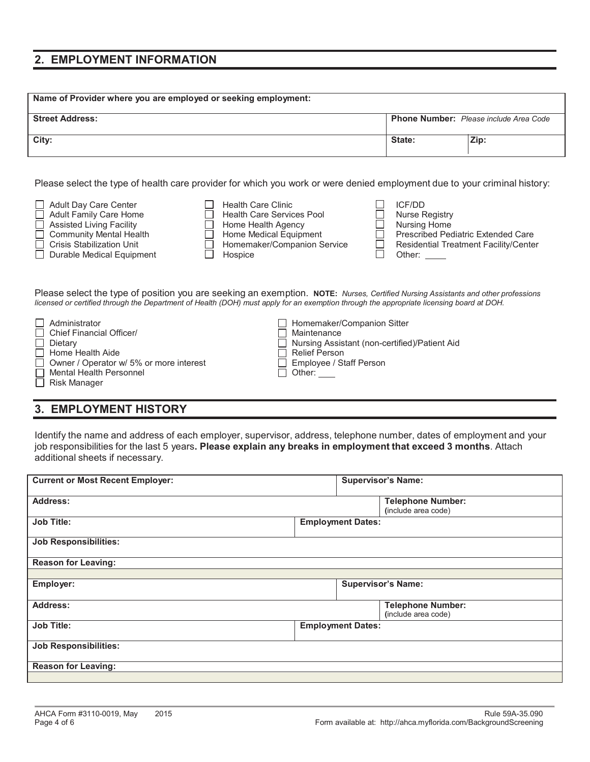## 2. EMPLOYMENT INFORMATION

| Name of Provider where you are employed or seeking employment: | | |
|---|---|---|
| **Street Address:** | **Phone Number:** *Please include Area Code* | |
| **City:** | **State:** | **Zip:** |

Please select the type of health care provider for which you work or were denied employment due to your criminal history:

- ☐ Adult Day Care Center
- ☐ Adult Family Care Home
- ☐ Assisted Living Facility
- ☐ Community Mental Health
- ☐ Crisis Stabilization Unit
- ☐ Durable Medical Equipment
- ☐ Health Care Clinic
- ☐ Health Care Services Pool
- ☐ Home Health Agency
- ☐ Home Medical Equipment
- ☐ Homemaker/Companion Service
- ☐ Hospice
- ☐ ICF/DD
- ☐ Nurse Registry
- ☐ Nursing Home
- ☐ Prescribed Pediatric Extended Care
- ☐ Residential Treatment Facility/Center
- ☐ Other: ____

Please select the type of position you are seeking an exemption. **NOTE:** *Nurses, Certified Nursing Assistants and other professions licensed or certified through the Department of Health (DOH) must apply for an exemption through the appropriate licensing board at DOH.*

- ☐ Administrator
- ☐ Chief Financial Officer/
- ☐ Dietary
- ☐ Home Health Aide
- ☐ Owner / Operator w/ 5% or more interest
- ☐ Mental Health Personnel
- ☐ Risk Manager
- ☐ Homemaker/Companion Sitter
- ☐ Maintenance
- ☐ Nursing Assistant (non-certified)/Patient Aid
- ☐ Relief Person
- ☐ Employee / Staff Person
- ☐ Other: ____

## 3. EMPLOYMENT HISTORY

Identify the name and address of each employer, supervisor, address, telephone number, dates of employment and your job responsibilities for the last 5 years**. Please explain any breaks in employment that exceed 3 months**. Attach additional sheets if necessary.

| **Current or Most Recent Employer:** | **Supervisor's Name:** |
|---|---|
| **Address:** | **Telephone Number:** (include area code) |
| **Job Title:** | **Employment Dates:** |
| **Job Responsibilities:** | |
| **Reason for Leaving:** | |

| **Employer:** | **Supervisor's Name:** |
|---|---|
| **Address:** | **Telephone Number:** (include area code) |
| **Job Title:** | **Employment Dates:** |
| **Job Responsibilities:** | |
| **Reason for Leaving:** | |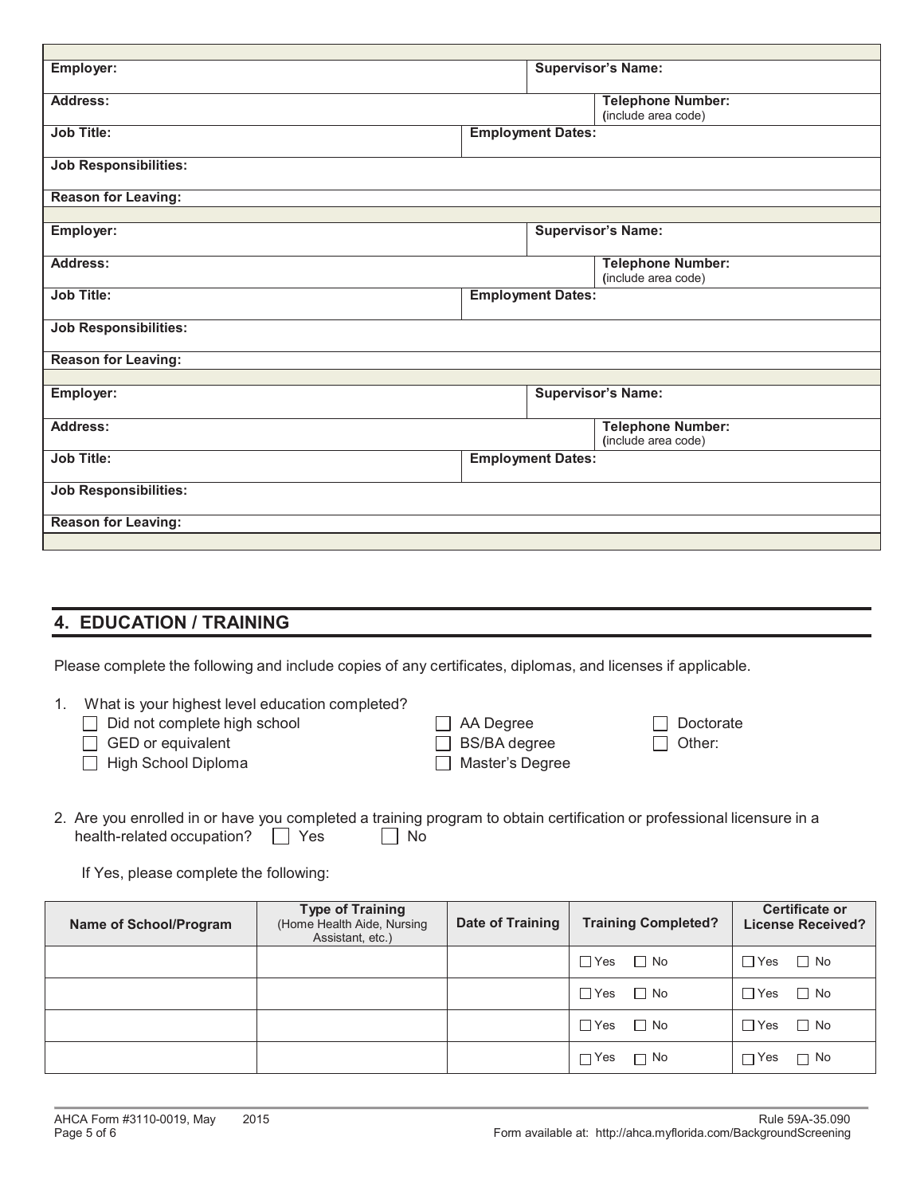| Employer: | | Supervisor's Name: |
|---|---|---|
| Address: | | Telephone Number: (include area code) |
| Job Title: | Employment Dates: | |
| Job Responsibilities: | | |
| Reason for Leaving: | | |

| Employer: | | Supervisor's Name: |
|---|---|---|
| Address: | | Telephone Number: (include area code) |
| Job Title: | Employment Dates: | |
| Job Responsibilities: | | |
| Reason for Leaving: | | |

| Employer: | | Supervisor's Name: |
|---|---|---|
| Address: | | Telephone Number: (include area code) |
| Job Title: | Employment Dates: | |
| Job Responsibilities: | | |
| Reason for Leaving: | | |

## 4. EDUCATION / TRAINING

Please complete the following and include copies of any certificates, diplomas, and licenses if applicable.

1. What is your highest level education completed?
   - ☐ Did not complete high school
   - ☐ GED or equivalent
   - ☐ High School Diploma
   - ☐ AA Degree
   - ☐ BS/BA degree
   - ☐ Master's Degree
   - ☐ Doctorate
   - ☐ Other:

2. Are you enrolled in or have you completed a training program to obtain certification or professional licensure in a health-related occupation? ☐ Yes ☐ No

   If Yes, please complete the following:

| Name of School/Program | Type of Training (Home Health Aide, Nursing Assistant, etc.) | Date of Training | Training Completed? | Certificate or License Received? |
|---|---|---|---|---|
| | | | ☐ Yes ☐ No | ☐ Yes ☐ No |
| | | | ☐ Yes ☐ No | ☐ Yes ☐ No |
| | | | ☐ Yes ☐ No | ☐ Yes ☐ No |
| | | | ☐ Yes ☐ No | ☐ Yes ☐ No |

AHCA Form #3110-0019, May 2015 Rule 59A-35.090

Form available at: http://ahca.myflorida.com/BackgroundScreening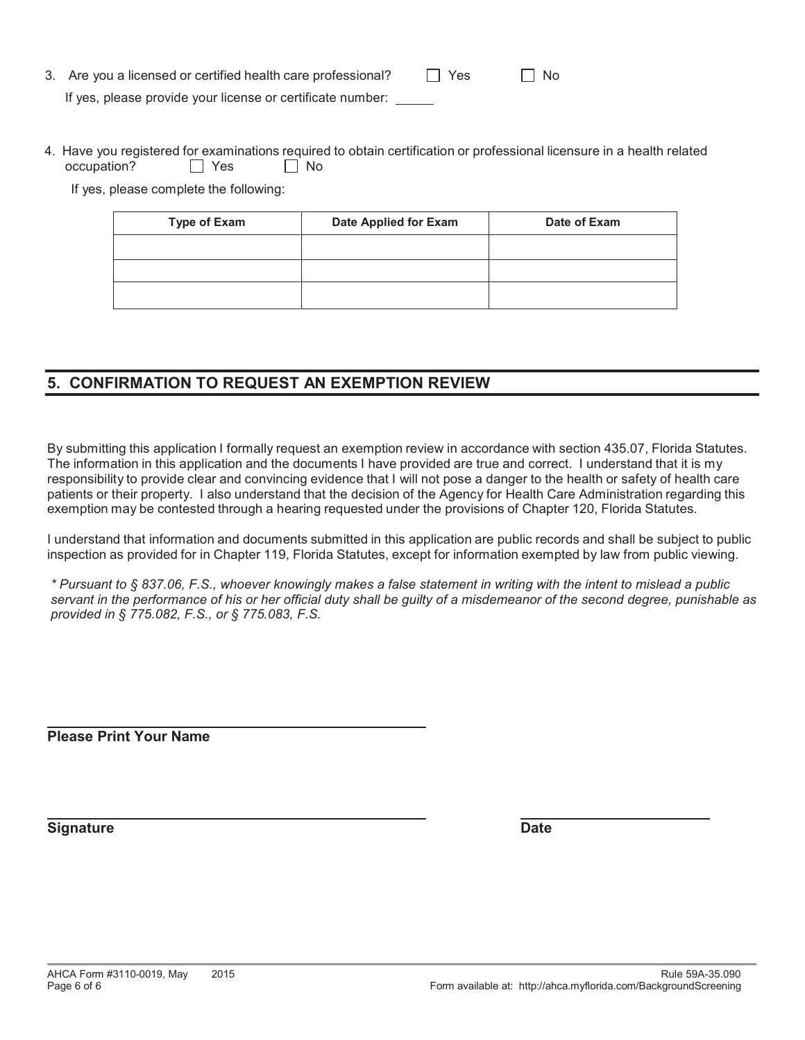3. Are you a licensed or certified health care professional? ☐ Yes ☐ No

   If yes, please provide your license or certificate number: ______

4. Have you registered for examinations required to obtain certification or professional licensure in a health related occupation? ☐ Yes ☐ No

   If yes, please complete the following:

| Type of Exam | Date Applied for Exam | Date of Exam |
|---|---|---|
| | | |
| | | |
| | | |

## 5. CONFIRMATION TO REQUEST AN EXEMPTION REVIEW

By submitting this application I formally request an exemption review in accordance with section 435.07, Florida Statutes. The information in this application and the documents I have provided are true and correct. I understand that it is my responsibility to provide clear and convincing evidence that I will not pose a danger to the health or safety of health care patients or their property. I also understand that the decision of the Agency for Health Care Administration regarding this exemption may be contested through a hearing requested under the provisions of Chapter 120, Florida Statutes.

I understand that information and documents submitted in this application are public records and shall be subject to public inspection as provided for in Chapter 119, Florida Statutes, except for information exempted by law from public viewing.

*\* Pursuant to § 837.06, F.S., whoever knowingly makes a false statement in writing with the intent to mislead a public servant in the performance of his or her official duty shall be guilty of a misdemeanor of the second degree, punishable as provided in § 775.082, F.S., or § 775.083, F.S.*

______________________________

**Please Print Your Name**

______________________________ ______________________________

**Signature** **Date**

AHCA Form #3110-0019, May 2015

Rule 59A-35.090

Form available at: http://ahca.myflorida.com/BackgroundScreening